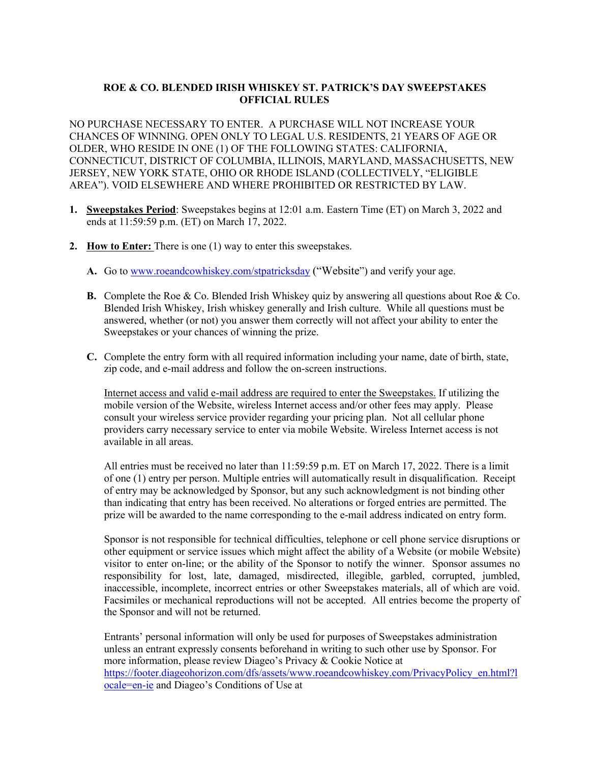# ROE & CO. BLENDED IRISH WHISKEY ST. PATRICK'S DAY SWEEPSTAKES OFFICIAL RULES

NO PURCHASE NECESSARY TO ENTER. A PURCHASE WILL NOT INCREASE YOUR CHANCES OF WINNING. OPEN ONLY TO LEGAL U.S. RESIDENTS, 21 YEARS OF AGE OR OLDER, WHO RESIDE IN ONE (1) OF THE FOLLOWING STATES: CALIFORNIA, CONNECTICUT, DISTRICT OF COLUMBIA, ILLINOIS, MARYLAND, MASSACHUSETTS, NEW JERSEY, NEW YORK STATE, OHIO OR RHODE ISLAND (COLLECTIVELY, "ELIGIBLE AREA"). VOID ELSEWHERE AND WHERE PROHIBITED OR RESTRICTED BY LAW.

1. **Sweepstakes Period**: Sweepstakes begins at 12:01 a.m. Eastern Time (ET) on March 3, 2022 and ends at 11:59:59 p.m. (ET) on March 17, 2022.

2. **How to Enter:** There is one (1) way to enter this sweepstakes.

   **A.** Go to www.roeandcowhiskey.com/stpatricksday ("Website") and verify your age.

   **B.** Complete the Roe & Co. Blended Irish Whiskey quiz by answering all questions about Roe & Co. Blended Irish Whiskey, Irish whiskey generally and Irish culture. While all questions must be answered, whether (or not) you answer them correctly will not affect your ability to enter the Sweepstakes or your chances of winning the prize.

   **C.** Complete the entry form with all required information including your name, date of birth, state, zip code, and e-mail address and follow the on-screen instructions.

   Internet access and valid e-mail address are required to enter the Sweepstakes. If utilizing the mobile version of the Website, wireless Internet access and/or other fees may apply. Please consult your wireless service provider regarding your pricing plan. Not all cellular phone providers carry necessary service to enter via mobile Website. Wireless Internet access is not available in all areas.

   All entries must be received no later than 11:59:59 p.m. ET on March 17, 2022. There is a limit of one (1) entry per person. Multiple entries will automatically result in disqualification. Receipt of entry may be acknowledged by Sponsor, but any such acknowledgment is not binding other than indicating that entry has been received. No alterations or forged entries are permitted. The prize will be awarded to the name corresponding to the e-mail address indicated on entry form.

   Sponsor is not responsible for technical difficulties, telephone or cell phone service disruptions or other equipment or service issues which might affect the ability of a Website (or mobile Website) visitor to enter on-line; or the ability of the Sponsor to notify the winner. Sponsor assumes no responsibility for lost, late, damaged, misdirected, illegible, garbled, corrupted, jumbled, inaccessible, incomplete, incorrect entries or other Sweepstakes materials, all of which are void. Facsimiles or mechanical reproductions will not be accepted. All entries become the property of the Sponsor and will not be returned.

   Entrants' personal information will only be used for purposes of Sweepstakes administration unless an entrant expressly consents beforehand in writing to such other use by Sponsor. For more information, please review Diageo's Privacy & Cookie Notice at https://footer.diageohorizon.com/dfs/assets/www.roeandcowhiskey.com/PrivacyPolicy_en.html?locale=en-ie and Diageo's Conditions of Use at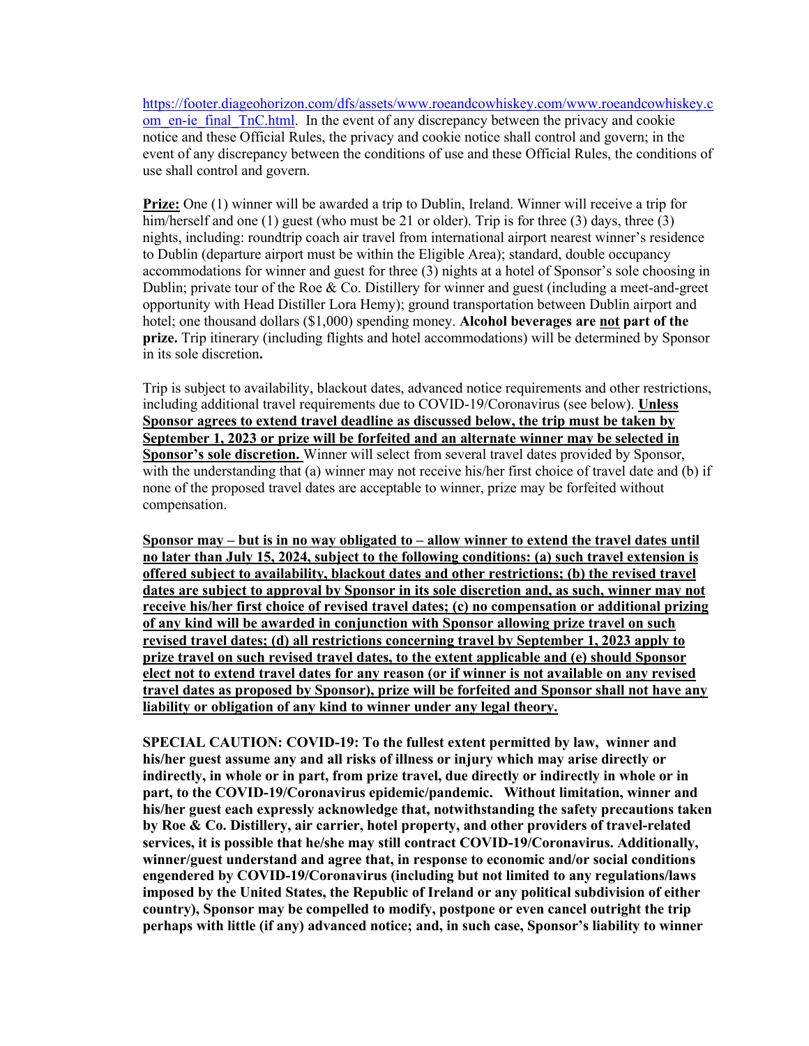[https://footer.diageohorizon.com/dfs/assets/www.roeandcowhiskey.com/www.roeandcowhiskey.com_en-ie_final_TnC.html](https://footer.diageohorizon.com/dfs/assets/www.roeandcowhiskey.com/www.roeandcowhiskey.com_en-ie_final_TnC.html). In the event of any discrepancy between the privacy and cookie notice and these Official Rules, the privacy and cookie notice shall control and govern; in the event of any discrepancy between the conditions of use and these Official Rules, the conditions of use shall control and govern.

**Prize:** One (1) winner will be awarded a trip to Dublin, Ireland. Winner will receive a trip for him/herself and one (1) guest (who must be 21 or older). Trip is for three (3) days, three (3) nights, including: roundtrip coach air travel from international airport nearest winner's residence to Dublin (departure airport must be within the Eligible Area); standard, double occupancy accommodations for winner and guest for three (3) nights at a hotel of Sponsor's sole choosing in Dublin; private tour of the Roe & Co. Distillery for winner and guest (including a meet-and-greet opportunity with Head Distiller Lora Hemy); ground transportation between Dublin airport and hotel; one thousand dollars ($1,000) spending money. **Alcohol beverages are not part of the prize.** Trip itinerary (including flights and hotel accommodations) will be determined by Sponsor in its sole discretion**.**

Trip is subject to availability, blackout dates, advanced notice requirements and other restrictions, including additional travel requirements due to COVID-19/Coronavirus (see below). **Unless Sponsor agrees to extend travel deadline as discussed below, the trip must be taken by September 1, 2023 or prize will be forfeited and an alternate winner may be selected in Sponsor's sole discretion.** Winner will select from several travel dates provided by Sponsor, with the understanding that (a) winner may not receive his/her first choice of travel date and (b) if none of the proposed travel dates are acceptable to winner, prize may be forfeited without compensation.

**Sponsor may – but is in no way obligated to – allow winner to extend the travel dates until no later than July 15, 2024, subject to the following conditions: (a) such travel extension is offered subject to availability, blackout dates and other restrictions; (b) the revised travel dates are subject to approval by Sponsor in its sole discretion and, as such, winner may not receive his/her first choice of revised travel dates; (c) no compensation or additional prizing of any kind will be awarded in conjunction with Sponsor allowing prize travel on such revised travel dates; (d) all restrictions concerning travel by September 1, 2023 apply to prize travel on such revised travel dates, to the extent applicable and (e) should Sponsor elect not to extend travel dates for any reason (or if winner is not available on any revised travel dates as proposed by Sponsor), prize will be forfeited and Sponsor shall not have any liability or obligation of any kind to winner under any legal theory.**

**SPECIAL CAUTION: COVID-19: To the fullest extent permitted by law, winner and his/her guest assume any and all risks of illness or injury which may arise directly or indirectly, in whole or in part, from prize travel, due directly or indirectly in whole or in part, to the COVID-19/Coronavirus epidemic/pandemic. Without limitation, winner and his/her guest each expressly acknowledge that, notwithstanding the safety precautions taken by Roe & Co. Distillery, air carrier, hotel property, and other providers of travel-related services, it is possible that he/she may still contract COVID-19/Coronavirus. Additionally, winner/guest understand and agree that, in response to economic and/or social conditions engendered by COVID-19/Coronavirus (including but not limited to any regulations/laws imposed by the United States, the Republic of Ireland or any political subdivision of either country), Sponsor may be compelled to modify, postpone or even cancel outright the trip perhaps with little (if any) advanced notice; and, in such case, Sponsor's liability to winner**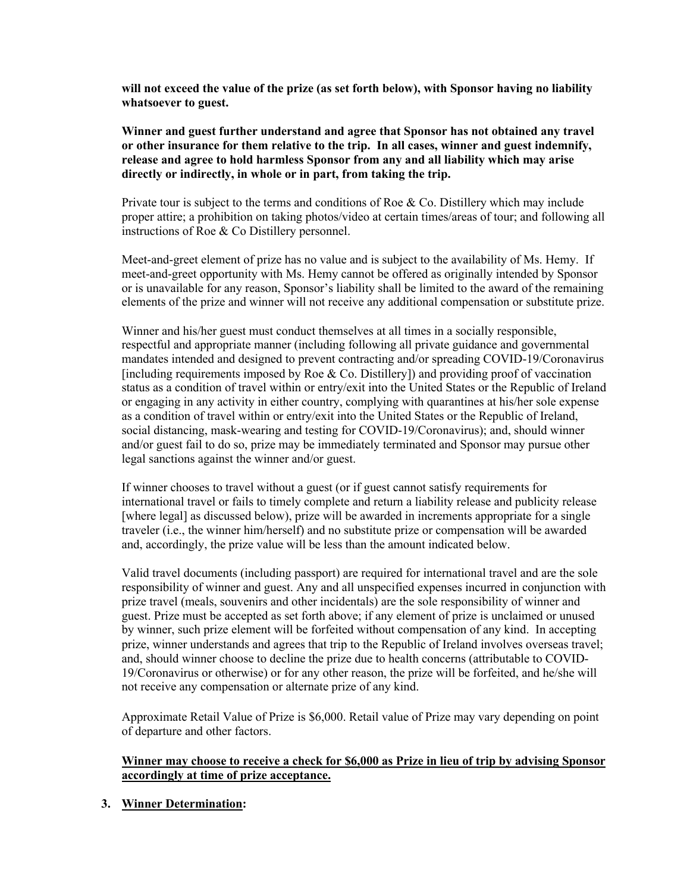**will not exceed the value of the prize (as set forth below), with Sponsor having no liability whatsoever to guest.**

**Winner and guest further understand and agree that Sponsor has not obtained any travel or other insurance for them relative to the trip. In all cases, winner and guest indemnify, release and agree to hold harmless Sponsor from any and all liability which may arise directly or indirectly, in whole or in part, from taking the trip.**

Private tour is subject to the terms and conditions of Roe & Co. Distillery which may include proper attire; a prohibition on taking photos/video at certain times/areas of tour; and following all instructions of Roe & Co Distillery personnel.

Meet-and-greet element of prize has no value and is subject to the availability of Ms. Hemy. If meet-and-greet opportunity with Ms. Hemy cannot be offered as originally intended by Sponsor or is unavailable for any reason, Sponsor's liability shall be limited to the award of the remaining elements of the prize and winner will not receive any additional compensation or substitute prize.

Winner and his/her guest must conduct themselves at all times in a socially responsible, respectful and appropriate manner (including following all private guidance and governmental mandates intended and designed to prevent contracting and/or spreading COVID-19/Coronavirus [including requirements imposed by Roe & Co. Distillery]) and providing proof of vaccination status as a condition of travel within or entry/exit into the United States or the Republic of Ireland or engaging in any activity in either country, complying with quarantines at his/her sole expense as a condition of travel within or entry/exit into the United States or the Republic of Ireland, social distancing, mask-wearing and testing for COVID-19/Coronavirus); and, should winner and/or guest fail to do so, prize may be immediately terminated and Sponsor may pursue other legal sanctions against the winner and/or guest.

If winner chooses to travel without a guest (or if guest cannot satisfy requirements for international travel or fails to timely complete and return a liability release and publicity release [where legal] as discussed below), prize will be awarded in increments appropriate for a single traveler (i.e., the winner him/herself) and no substitute prize or compensation will be awarded and, accordingly, the prize value will be less than the amount indicated below.

Valid travel documents (including passport) are required for international travel and are the sole responsibility of winner and guest. Any and all unspecified expenses incurred in conjunction with prize travel (meals, souvenirs and other incidentals) are the sole responsibility of winner and guest. Prize must be accepted as set forth above; if any element of prize is unclaimed or unused by winner, such prize element will be forfeited without compensation of any kind. In accepting prize, winner understands and agrees that trip to the Republic of Ireland involves overseas travel; and, should winner choose to decline the prize due to health concerns (attributable to COVID-19/Coronavirus or otherwise) or for any other reason, the prize will be forfeited, and he/she will not receive any compensation or alternate prize of any kind.

Approximate Retail Value of Prize is $6,000. Retail value of Prize may vary depending on point of departure and other factors.

**<u>Winner may choose to receive a check for $6,000 as Prize in lieu of trip by advising Sponsor accordingly at time of prize acceptance.</u>**

3. **<u>Winner Determination</u>:**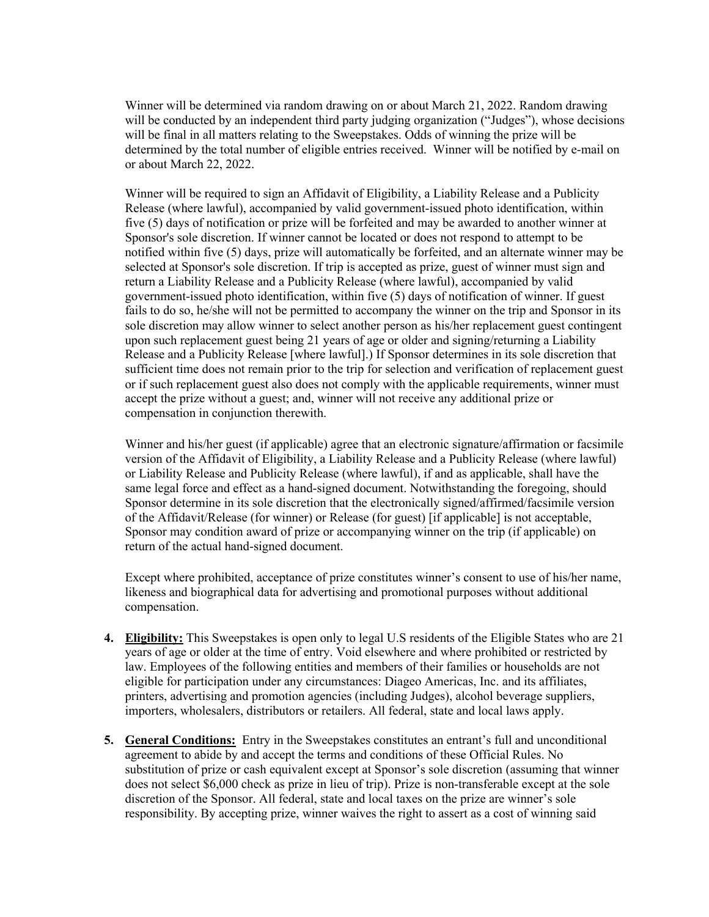Winner will be determined via random drawing on or about March 21, 2022. Random drawing will be conducted by an independent third party judging organization ("Judges"), whose decisions will be final in all matters relating to the Sweepstakes. Odds of winning the prize will be determined by the total number of eligible entries received. Winner will be notified by e-mail on or about March 22, 2022.

Winner will be required to sign an Affidavit of Eligibility, a Liability Release and a Publicity Release (where lawful), accompanied by valid government-issued photo identification, within five (5) days of notification or prize will be forfeited and may be awarded to another winner at Sponsor's sole discretion. If winner cannot be located or does not respond to attempt to be notified within five (5) days, prize will automatically be forfeited, and an alternate winner may be selected at Sponsor's sole discretion. If trip is accepted as prize, guest of winner must sign and return a Liability Release and a Publicity Release (where lawful), accompanied by valid government-issued photo identification, within five (5) days of notification of winner. If guest fails to do so, he/she will not be permitted to accompany the winner on the trip and Sponsor in its sole discretion may allow winner to select another person as his/her replacement guest contingent upon such replacement guest being 21 years of age or older and signing/returning a Liability Release and a Publicity Release [where lawful].) If Sponsor determines in its sole discretion that sufficient time does not remain prior to the trip for selection and verification of replacement guest or if such replacement guest also does not comply with the applicable requirements, winner must accept the prize without a guest; and, winner will not receive any additional prize or compensation in conjunction therewith.

Winner and his/her guest (if applicable) agree that an electronic signature/affirmation or facsimile version of the Affidavit of Eligibility, a Liability Release and a Publicity Release (where lawful) or Liability Release and Publicity Release (where lawful), if and as applicable, shall have the same legal force and effect as a hand-signed document. Notwithstanding the foregoing, should Sponsor determine in its sole discretion that the electronically signed/affirmed/facsimile version of the Affidavit/Release (for winner) or Release (for guest) [if applicable] is not acceptable, Sponsor may condition award of prize or accompanying winner on the trip (if applicable) on return of the actual hand-signed document.

Except where prohibited, acceptance of prize constitutes winner's consent to use of his/her name, likeness and biographical data for advertising and promotional purposes without additional compensation.

4. **Eligibility:** This Sweepstakes is open only to legal U.S residents of the Eligible States who are 21 years of age or older at the time of entry. Void elsewhere and where prohibited or restricted by law. Employees of the following entities and members of their families or households are not eligible for participation under any circumstances: Diageo Americas, Inc. and its affiliates, printers, advertising and promotion agencies (including Judges), alcohol beverage suppliers, importers, wholesalers, distributors or retailers. All federal, state and local laws apply.

5. **General Conditions:** Entry in the Sweepstakes constitutes an entrant's full and unconditional agreement to abide by and accept the terms and conditions of these Official Rules. No substitution of prize or cash equivalent except at Sponsor's sole discretion (assuming that winner does not select $6,000 check as prize in lieu of trip). Prize is non-transferable except at the sole discretion of the Sponsor. All federal, state and local taxes on the prize are winner's sole responsibility. By accepting prize, winner waives the right to assert as a cost of winning said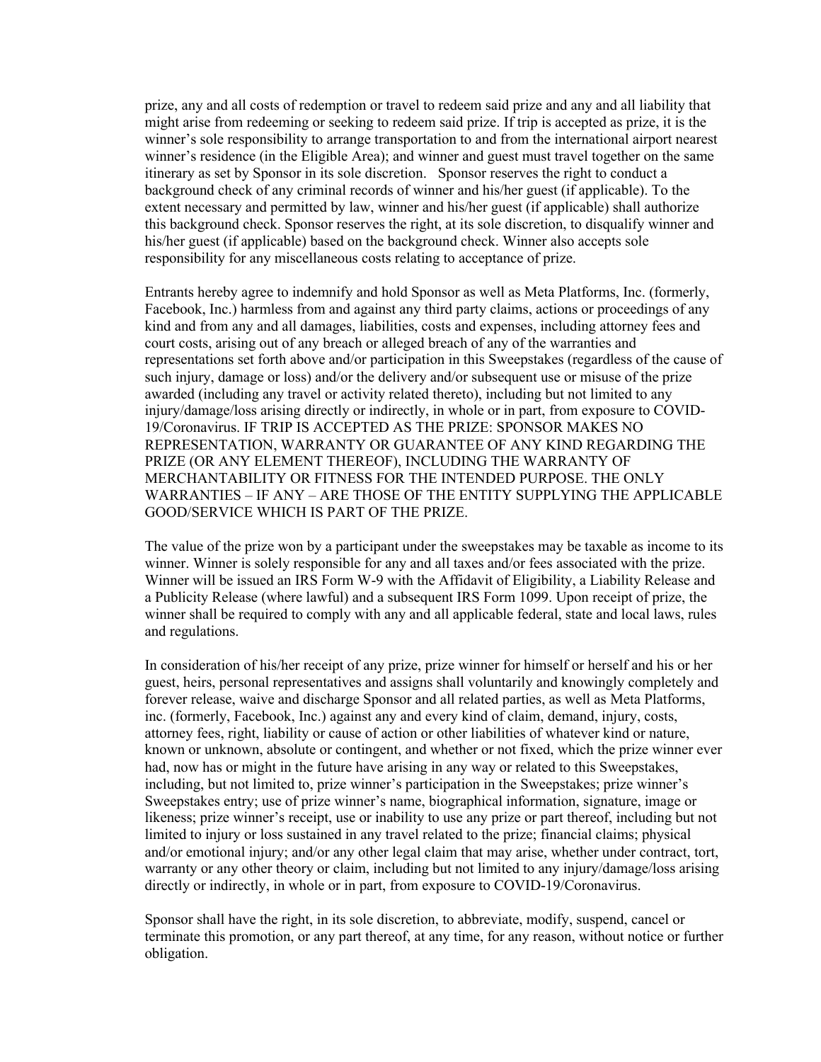prize, any and all costs of redemption or travel to redeem said prize and any and all liability that might arise from redeeming or seeking to redeem said prize. If trip is accepted as prize, it is the winner's sole responsibility to arrange transportation to and from the international airport nearest winner's residence (in the Eligible Area); and winner and guest must travel together on the same itinerary as set by Sponsor in its sole discretion. Sponsor reserves the right to conduct a background check of any criminal records of winner and his/her guest (if applicable). To the extent necessary and permitted by law, winner and his/her guest (if applicable) shall authorize this background check. Sponsor reserves the right, at its sole discretion, to disqualify winner and his/her guest (if applicable) based on the background check. Winner also accepts sole responsibility for any miscellaneous costs relating to acceptance of prize.

Entrants hereby agree to indemnify and hold Sponsor as well as Meta Platforms, Inc. (formerly, Facebook, Inc.) harmless from and against any third party claims, actions or proceedings of any kind and from any and all damages, liabilities, costs and expenses, including attorney fees and court costs, arising out of any breach or alleged breach of any of the warranties and representations set forth above and/or participation in this Sweepstakes (regardless of the cause of such injury, damage or loss) and/or the delivery and/or subsequent use or misuse of the prize awarded (including any travel or activity related thereto), including but not limited to any injury/damage/loss arising directly or indirectly, in whole or in part, from exposure to COVID-19/Coronavirus. IF TRIP IS ACCEPTED AS THE PRIZE: SPONSOR MAKES NO REPRESENTATION, WARRANTY OR GUARANTEE OF ANY KIND REGARDING THE PRIZE (OR ANY ELEMENT THEREOF), INCLUDING THE WARRANTY OF MERCHANTABILITY OR FITNESS FOR THE INTENDED PURPOSE. THE ONLY WARRANTIES – IF ANY – ARE THOSE OF THE ENTITY SUPPLYING THE APPLICABLE GOOD/SERVICE WHICH IS PART OF THE PRIZE.

The value of the prize won by a participant under the sweepstakes may be taxable as income to its winner. Winner is solely responsible for any and all taxes and/or fees associated with the prize. Winner will be issued an IRS Form W-9 with the Affidavit of Eligibility, a Liability Release and a Publicity Release (where lawful) and a subsequent IRS Form 1099. Upon receipt of prize, the winner shall be required to comply with any and all applicable federal, state and local laws, rules and regulations.

In consideration of his/her receipt of any prize, prize winner for himself or herself and his or her guest, heirs, personal representatives and assigns shall voluntarily and knowingly completely and forever release, waive and discharge Sponsor and all related parties, as well as Meta Platforms, inc. (formerly, Facebook, Inc.) against any and every kind of claim, demand, injury, costs, attorney fees, right, liability or cause of action or other liabilities of whatever kind or nature, known or unknown, absolute or contingent, and whether or not fixed, which the prize winner ever had, now has or might in the future have arising in any way or related to this Sweepstakes, including, but not limited to, prize winner's participation in the Sweepstakes; prize winner's Sweepstakes entry; use of prize winner's name, biographical information, signature, image or likeness; prize winner's receipt, use or inability to use any prize or part thereof, including but not limited to injury or loss sustained in any travel related to the prize; financial claims; physical and/or emotional injury; and/or any other legal claim that may arise, whether under contract, tort, warranty or any other theory or claim, including but not limited to any injury/damage/loss arising directly or indirectly, in whole or in part, from exposure to COVID-19/Coronavirus.

Sponsor shall have the right, in its sole discretion, to abbreviate, modify, suspend, cancel or terminate this promotion, or any part thereof, at any time, for any reason, without notice or further obligation.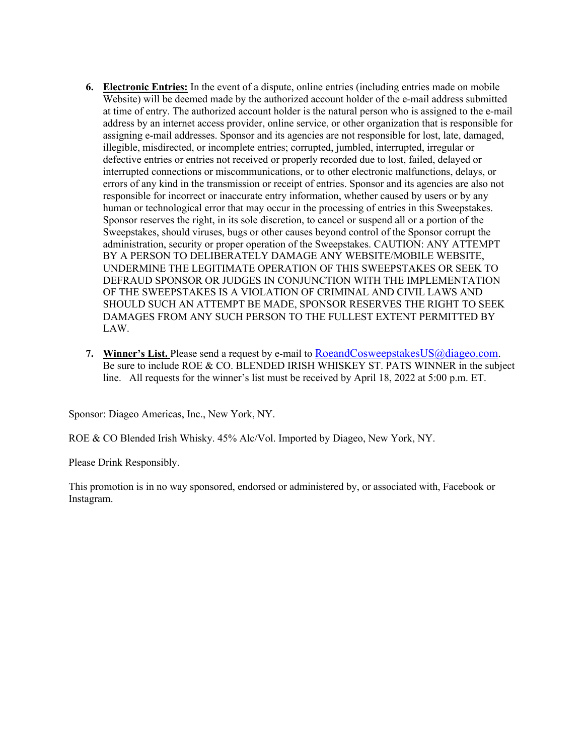6. **Electronic Entries:** In the event of a dispute, online entries (including entries made on mobile Website) will be deemed made by the authorized account holder of the e-mail address submitted at time of entry. The authorized account holder is the natural person who is assigned to the e-mail address by an internet access provider, online service, or other organization that is responsible for assigning e-mail addresses. Sponsor and its agencies are not responsible for lost, late, damaged, illegible, misdirected, or incomplete entries; corrupted, jumbled, interrupted, irregular or defective entries or entries not received or properly recorded due to lost, failed, delayed or interrupted connections or miscommunications, or to other electronic malfunctions, delays, or errors of any kind in the transmission or receipt of entries. Sponsor and its agencies are also not responsible for incorrect or inaccurate entry information, whether caused by users or by any human or technological error that may occur in the processing of entries in this Sweepstakes. Sponsor reserves the right, in its sole discretion, to cancel or suspend all or a portion of the Sweepstakes, should viruses, bugs or other causes beyond control of the Sponsor corrupt the administration, security or proper operation of the Sweepstakes. CAUTION: ANY ATTEMPT BY A PERSON TO DELIBERATELY DAMAGE ANY WEBSITE/MOBILE WEBSITE, UNDERMINE THE LEGITIMATE OPERATION OF THIS SWEEPSTAKES OR SEEK TO DEFRAUD SPONSOR OR JUDGES IN CONJUNCTION WITH THE IMPLEMENTATION OF THE SWEEPSTAKES IS A VIOLATION OF CRIMINAL AND CIVIL LAWS AND SHOULD SUCH AN ATTEMPT BE MADE, SPONSOR RESERVES THE RIGHT TO SEEK DAMAGES FROM ANY SUCH PERSON TO THE FULLEST EXTENT PERMITTED BY LAW.

7. **Winner's List.** Please send a request by e-mail to RoeandCosweepstakesUS@diageo.com. Be sure to include ROE & CO. BLENDED IRISH WHISKEY ST. PATS WINNER in the subject line. All requests for the winner's list must be received by April 18, 2022 at 5:00 p.m. ET.

Sponsor: Diageo Americas, Inc., New York, NY.

ROE & CO Blended Irish Whisky. 45% Alc/Vol. Imported by Diageo, New York, NY.

Please Drink Responsibly.

This promotion is in no way sponsored, endorsed or administered by, or associated with, Facebook or Instagram.